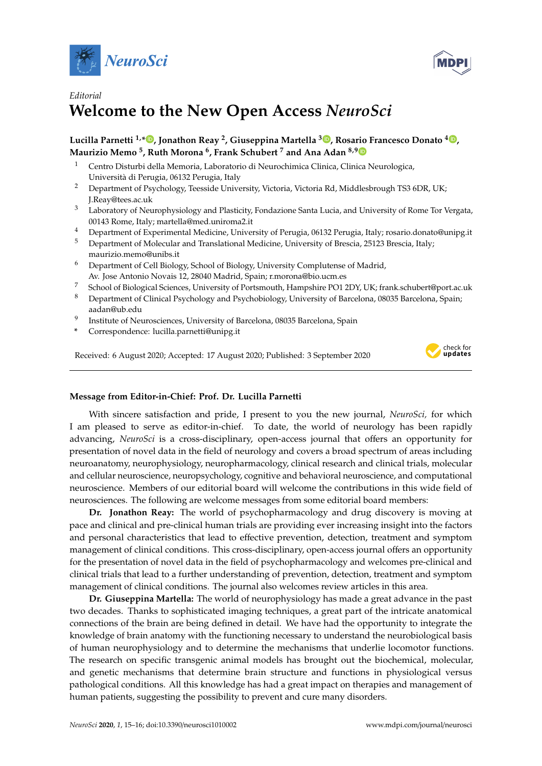*Editorial*

# Welcome to the New Open Access *NeuroSci*

**Lucilla Parnetti [1,*], Jonathon Reay [2], Giuseppina Martella [3], Rosario Francesco Donato [4], Maurizio Memo [5], Ruth Morona [6], Frank Schubert [7] and Ana Adan [8,9]**

1. Centro Disturbi della Memoria, Laboratorio di Neurochimica Clinica, Clinica Neurologica, Università di Perugia, 06132 Perugia, Italy
2. Department of Psychology, Teesside University, Victoria, Victoria Rd, Middlesbrough TS3 6DR, UK; J.Reay@tees.ac.uk
3. Laboratory of Neurophysiology and Plasticity, Fondazione Santa Lucia, and University of Rome Tor Vergata, 00143 Rome, Italy; martella@med.uniroma2.it
4. Department of Experimental Medicine, University of Perugia, 06132 Perugia, Italy; rosario.donato@unipg.it
5. Department of Molecular and Translational Medicine, University of Brescia, 25123 Brescia, Italy; maurizio.memo@unibs.it
6. Department of Cell Biology, School of Biology, University Complutense of Madrid, Av. Jose Antonio Novais 12, 28040 Madrid, Spain; r.morona@bio.ucm.es
7. School of Biological Sciences, University of Portsmouth, Hampshire PO1 2DY, UK; frank.schubert@port.ac.uk
8. Department of Clinical Psychology and Psychobiology, University of Barcelona, 08035 Barcelona, Spain; aadan@ub.edu
9. Institute of Neurosciences, University of Barcelona, 08035 Barcelona, Spain

\* Correspondence: lucilla.parnetti@unipg.it

Received: 6 August 2020; Accepted: 17 August 2020; Published: 3 September 2020

---

**Message from Editor-in-Chief: Prof. Dr. Lucilla Parnetti**

With sincere satisfaction and pride, I present to you the new journal, *NeuroSci,* for which I am pleased to serve as editor-in-chief. To date, the world of neurology has been rapidly advancing, *NeuroSci* is a cross-disciplinary, open-access journal that offers an opportunity for presentation of novel data in the field of neurology and covers a broad spectrum of areas including neuroanatomy, neurophysiology, neuropharmacology, clinical research and clinical trials, molecular and cellular neuroscience, neuropsychology, cognitive and behavioral neuroscience, and computational neuroscience. Members of our editorial board will welcome the contributions in this wide field of neurosciences. The following are welcome messages from some editorial board members:

**Dr. Jonathon Reay:** The world of psychopharmacology and drug discovery is moving at pace and clinical and pre-clinical human trials are providing ever increasing insight into the factors and personal characteristics that lead to effective prevention, detection, treatment and symptom management of clinical conditions. This cross-disciplinary, open-access journal offers an opportunity for the presentation of novel data in the field of psychopharmacology and welcomes pre-clinical and clinical trials that lead to a further understanding of prevention, detection, treatment and symptom management of clinical conditions. The journal also welcomes review articles in this area.

**Dr. Giuseppina Martella:** The world of neurophysiology has made a great advance in the past two decades. Thanks to sophisticated imaging techniques, a great part of the intricate anatomical connections of the brain are being defined in detail. We have had the opportunity to integrate the knowledge of brain anatomy with the functioning necessary to understand the neurobiological basis of human neurophysiology and to determine the mechanisms that underlie locomotor functions. The research on specific transgenic animal models has brought out the biochemical, molecular, and genetic mechanisms that determine brain structure and functions in physiological versus pathological conditions. All this knowledge has had a great impact on therapies and management of human patients, suggesting the possibility to prevent and cure many disorders.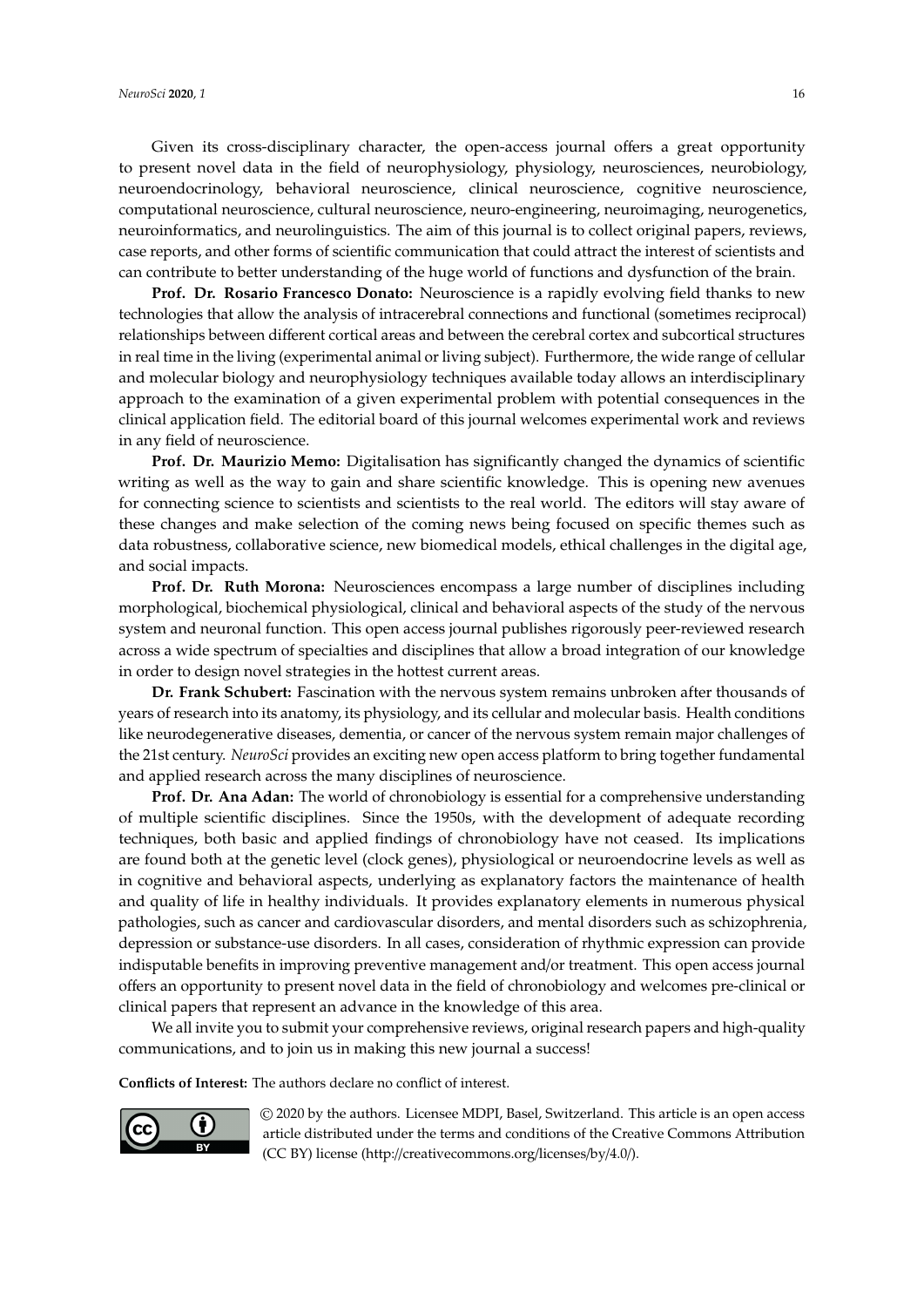Given its cross-disciplinary character, the open-access journal offers a great opportunity to present novel data in the field of neurophysiology, physiology, neurosciences, neurobiology, neuroendocrinology, behavioral neuroscience, clinical neuroscience, cognitive neuroscience, computational neuroscience, cultural neuroscience, neuro-engineering, neuroimaging, neurogenetics, neuroinformatics, and neurolinguistics. The aim of this journal is to collect original papers, reviews, case reports, and other forms of scientific communication that could attract the interest of scientists and can contribute to better understanding of the huge world of functions and dysfunction of the brain.

**Prof. Dr. Rosario Francesco Donato:** Neuroscience is a rapidly evolving field thanks to new technologies that allow the analysis of intracerebral connections and functional (sometimes reciprocal) relationships between different cortical areas and between the cerebral cortex and subcortical structures in real time in the living (experimental animal or living subject). Furthermore, the wide range of cellular and molecular biology and neurophysiology techniques available today allows an interdisciplinary approach to the examination of a given experimental problem with potential consequences in the clinical application field. The editorial board of this journal welcomes experimental work and reviews in any field of neuroscience.

**Prof. Dr. Maurizio Memo:** Digitalisation has significantly changed the dynamics of scientific writing as well as the way to gain and share scientific knowledge. This is opening new avenues for connecting science to scientists and scientists to the real world. The editors will stay aware of these changes and make selection of the coming news being focused on specific themes such as data robustness, collaborative science, new biomedical models, ethical challenges in the digital age, and social impacts.

**Prof. Dr. Ruth Morona:** Neurosciences encompass a large number of disciplines including morphological, biochemical physiological, clinical and behavioral aspects of the study of the nervous system and neuronal function. This open access journal publishes rigorously peer-reviewed research across a wide spectrum of specialties and disciplines that allow a broad integration of our knowledge in order to design novel strategies in the hottest current areas.

**Dr. Frank Schubert:** Fascination with the nervous system remains unbroken after thousands of years of research into its anatomy, its physiology, and its cellular and molecular basis. Health conditions like neurodegenerative diseases, dementia, or cancer of the nervous system remain major challenges of the 21st century. *NeuroSci* provides an exciting new open access platform to bring together fundamental and applied research across the many disciplines of neuroscience.

**Prof. Dr. Ana Adan:** The world of chronobiology is essential for a comprehensive understanding of multiple scientific disciplines. Since the 1950s, with the development of adequate recording techniques, both basic and applied findings of chronobiology have not ceased. Its implications are found both at the genetic level (clock genes), physiological or neuroendocrine levels as well as in cognitive and behavioral aspects, underlying as explanatory factors the maintenance of health and quality of life in healthy individuals. It provides explanatory elements in numerous physical pathologies, such as cancer and cardiovascular disorders, and mental disorders such as schizophrenia, depression or substance-use disorders. In all cases, consideration of rhythmic expression can provide indisputable benefits in improving preventive management and/or treatment. This open access journal offers an opportunity to present novel data in the field of chronobiology and welcomes pre-clinical or clinical papers that represent an advance in the knowledge of this area.

We all invite you to submit your comprehensive reviews, original research papers and high-quality communications, and to join us in making this new journal a success!

**Conflicts of Interest:** The authors declare no conflict of interest.

© 2020 by the authors. Licensee MDPI, Basel, Switzerland. This article is an open access article distributed under the terms and conditions of the Creative Commons Attribution (CC BY) license (http://creativecommons.org/licenses/by/4.0/).